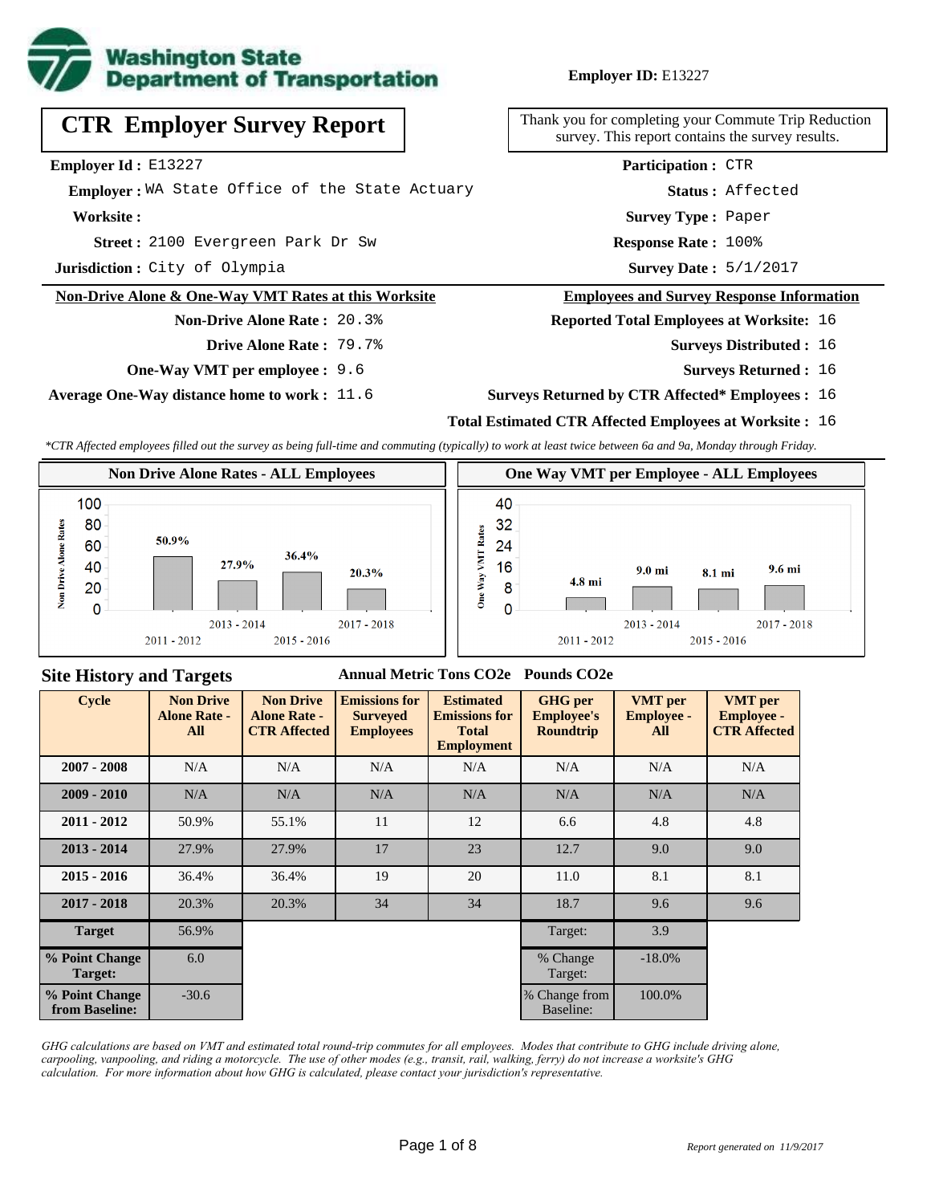**Washington State Department of Transportation**

**Employer ID:** E13227

# CTR Employer Survey Report

Thank you for completing your Commute Trip Reduction survey. This report contains the survey results.

**Employer Id :** E13227

**Employer :** WA State Office of the State Actuary

**Worksite :**

**Street :** 2100 Evergreen Park Dr Sw

**Jurisdiction :** City of Olympia

**Participation :** CTR

**Status :** Affected

**Survey Type :** Paper

**Response Rate :** 100%

**Survey Date :** 5/1/2017

## Non-Drive Alone & One-Way VMT Rates at this Worksite

**Non-Drive Alone Rate :** 20.3%

**Drive Alone Rate :** 79.7%

**One-Way VMT per employee :** 9.6

**Average One-Way distance home to work :** 11.6

## Employees and Survey Response Information

**Reported Total Employees at Worksite:** 16

**Surveys Distributed :** 16

**Surveys Returned :** 16

**Surveys Returned by CTR Affected* Employees :** 16

**Total Estimated CTR Affected Employees at Worksite :** 16

*CTR Affected employees filled out the survey as being full-time and commuting (typically) to work at least twice between 6a and 9a, Monday through Friday.*

### Non Drive Alone Rates - ALL Employees

| Cycle | Non Drive Alone Rate |
|---|---|
| 2011 - 2012 | 50.9% |
| 2013 - 2014 | 27.9% |
| 2015 - 2016 | 36.4% |
| 2017 - 2018 | 20.3% |

### One Way VMT per Employee - ALL Employees

| Cycle | One Way VMT |
|---|---|
| 2011 - 2012 | 4.8 mi |
| 2013 - 2014 | 9.0 mi |
| 2015 - 2016 | 8.1 mi |
| 2017 - 2018 | 9.6 mi |

## Site History and Targets

| Cycle | Non Drive Alone Rate - All | Non Drive Alone Rate - CTR Affected | Emissions for Surveyed Employees (Annual Metric Tons CO2e) | Estimated Emissions for Total Employment (Annual Metric Tons CO2e) | GHG per Employee's Roundtrip (Pounds CO2e) | VMT per Employee - All | VMT per Employee - CTR Affected |
|---|---|---|---|---|---|---|---|
| 2007 - 2008 | N/A | N/A | N/A | N/A | N/A | N/A | N/A |
| 2009 - 2010 | N/A | N/A | N/A | N/A | N/A | N/A | N/A |
| 2011 - 2012 | 50.9% | 55.1% | 11 | 12 | 6.6 | 4.8 | 4.8 |
| 2013 - 2014 | 27.9% | 27.9% | 17 | 23 | 12.7 | 9.0 | 9.0 |
| 2015 - 2016 | 36.4% | 36.4% | 19 | 20 | 11.0 | 8.1 | 8.1 |
| 2017 - 2018 | 20.3% | 20.3% | 34 | 34 | 18.7 | 9.6 | 9.6 |
| Target | 56.9% | | | | Target: | 3.9 | |
| % Point Change Target: | 6.0 | | | | % Change Target: | -18.0% | |
| % Point Change from Baseline: | -30.6 | | | | % Change from Baseline: | 100.0% | |

*GHG calculations are based on VMT and estimated total round-trip commutes for all employees. Modes that contribute to GHG include driving alone, carpooling, vanpooling, and riding a motorcycle. The use of other modes (e.g., transit, rail, walking, ferry) do not increase a worksite's GHG calculation. For more information about how GHG is calculated, please contact your jurisdiction's representative.*

*Report generated on 11/9/2017*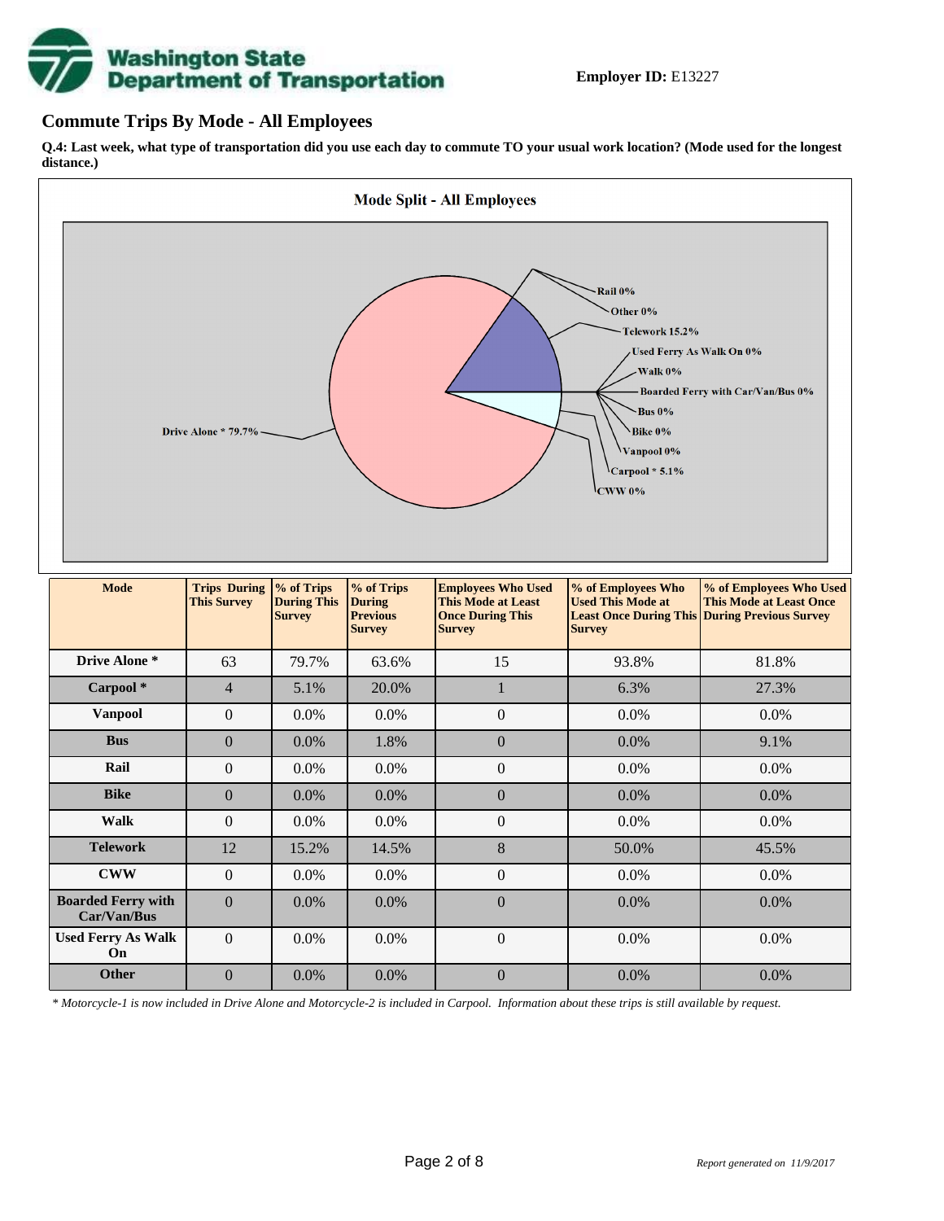Employer ID: E13227

## Commute Trips By Mode - All Employees

**Q.4: Last week, what type of transportation did you use each day to commute TO your usual work location? (Mode used for the longest distance.)**

| Mode | Trips During This Survey | % of Trips During This Survey | % of Trips During Previous Survey | Employees Who Used This Mode at Least Once During This Survey | % of Employees Who Used This Mode at Least Once During This Survey | % of Employees Who Used This Mode at Least Once During Previous Survey |
|---|---|---|---|---|---|---|
| Drive Alone * | 63 | 79.7% | 63.6% | 15 | 93.8% | 81.8% |
| Carpool * | 4 | 5.1% | 20.0% | 1 | 6.3% | 27.3% |
| Vanpool | 0 | 0.0% | 0.0% | 0 | 0.0% | 0.0% |
| Bus | 0 | 0.0% | 1.8% | 0 | 0.0% | 9.1% |
| Rail | 0 | 0.0% | 0.0% | 0 | 0.0% | 0.0% |
| Bike | 0 | 0.0% | 0.0% | 0 | 0.0% | 0.0% |
| Walk | 0 | 0.0% | 0.0% | 0 | 0.0% | 0.0% |
| Telework | 12 | 15.2% | 14.5% | 8 | 50.0% | 45.5% |
| CWW | 0 | 0.0% | 0.0% | 0 | 0.0% | 0.0% |
| Boarded Ferry with Car/Van/Bus | 0 | 0.0% | 0.0% | 0 | 0.0% | 0.0% |
| Used Ferry As Walk On | 0 | 0.0% | 0.0% | 0 | 0.0% | 0.0% |
| Other | 0 | 0.0% | 0.0% | 0 | 0.0% | 0.0% |

*\* Motorcycle-1 is now included in Drive Alone and Motorcycle-2 is included in Carpool. Information about these trips is still available by request.*

*Report generated on 11/9/2017*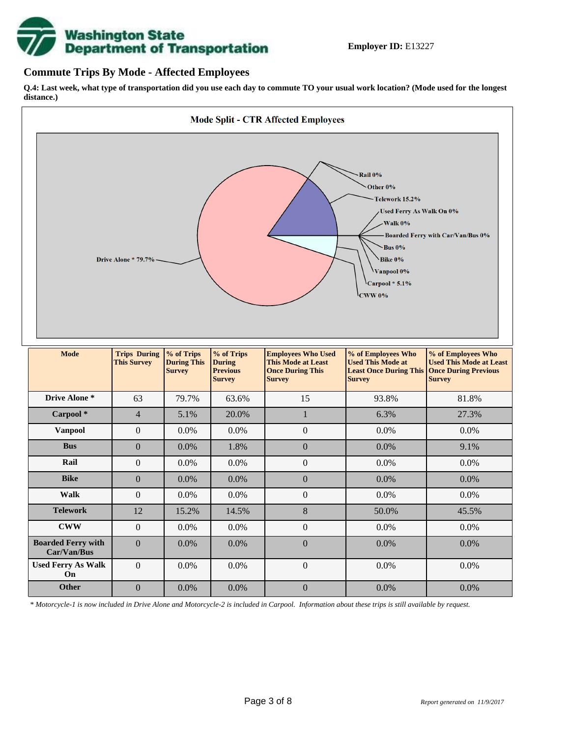**Employer ID:** E13227

## Commute Trips By Mode - Affected Employees

**Q.4: Last week, what type of transportation did you use each day to commute TO your usual work location? (Mode used for the longest distance.)**

**Mode Split - CTR Affected Employees**

Rail 0%
Other 0%
Telework 15.2%
Used Ferry As Walk On 0%
Walk 0%
Boarded Ferry with Car/Van/Bus 0%
Bus 0%
Bike 0%
Vanpool 0%
Carpool * 5.1%
CWW 0%
Drive Alone * 79.7%

| Mode | Trips During This Survey | % of Trips During This Survey | % of Trips During Previous Survey | Employees Who Used This Mode at Least Once During This Survey | % of Employees Who Used This Mode at Least Once During This Survey | % of Employees Who Used This Mode at Least Once During Previous Survey |
|---|---|---|---|---|---|---|
| **Drive Alone *** | 63 | 79.7% | 63.6% | 15 | 93.8% | 81.8% |
| **Carpool *** | 4 | 5.1% | 20.0% | 1 | 6.3% | 27.3% |
| **Vanpool** | 0 | 0.0% | 0.0% | 0 | 0.0% | 0.0% |
| **Bus** | 0 | 0.0% | 1.8% | 0 | 0.0% | 9.1% |
| **Rail** | 0 | 0.0% | 0.0% | 0 | 0.0% | 0.0% |
| **Bike** | 0 | 0.0% | 0.0% | 0 | 0.0% | 0.0% |
| **Walk** | 0 | 0.0% | 0.0% | 0 | 0.0% | 0.0% |
| **Telework** | 12 | 15.2% | 14.5% | 8 | 50.0% | 45.5% |
| **CWW** | 0 | 0.0% | 0.0% | 0 | 0.0% | 0.0% |
| **Boarded Ferry with Car/Van/Bus** | 0 | 0.0% | 0.0% | 0 | 0.0% | 0.0% |
| **Used Ferry As Walk On** | 0 | 0.0% | 0.0% | 0 | 0.0% | 0.0% |
| **Other** | 0 | 0.0% | 0.0% | 0 | 0.0% | 0.0% |

*\* Motorcycle-1 is now included in Drive Alone and Motorcycle-2 is included in Carpool. Information about these trips is still available by request.*

*Report generated on 11/9/2017*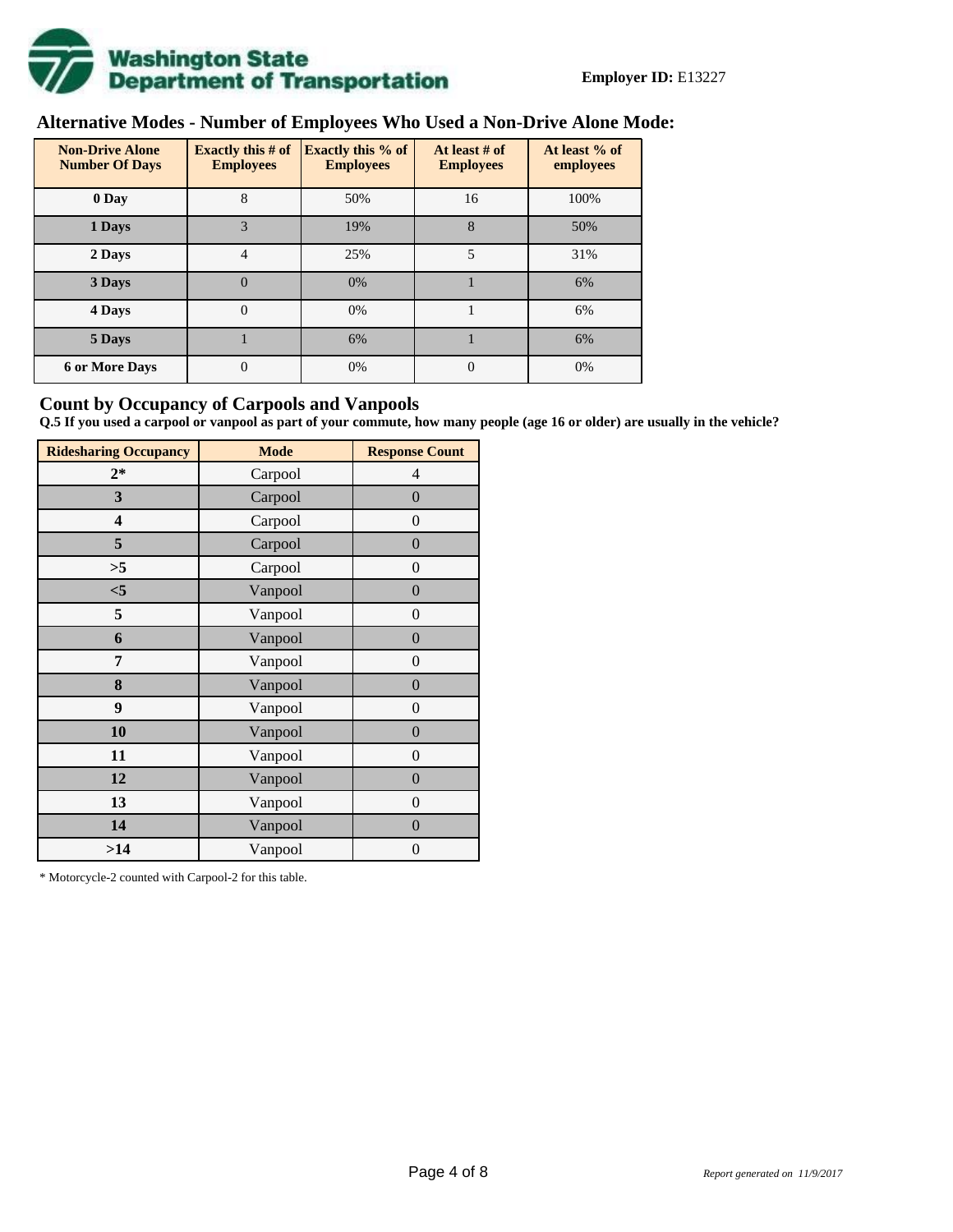**Employer ID:** E13227

## Alternative Modes - Number of Employees Who Used a Non-Drive Alone Mode:

| Non-Drive Alone Number Of Days | Exactly this # of Employees | Exactly this % of Employees | At least # of Employees | At least % of employees |
|---|---|---|---|---|
| 0 Day | 8 | 50% | 16 | 100% |
| 1 Days | 3 | 19% | 8 | 50% |
| 2 Days | 4 | 25% | 5 | 31% |
| 3 Days | 0 | 0% | 1 | 6% |
| 4 Days | 0 | 0% | 1 | 6% |
| 5 Days | 1 | 6% | 1 | 6% |
| 6 or More Days | 0 | 0% | 0 | 0% |

## Count by Occupancy of Carpools and Vanpools

**Q.5 If you used a carpool or vanpool as part of your commute, how many people (age 16 or older) are usually in the vehicle?**

| Ridesharing Occupancy | Mode | Response Count |
|---|---|---|
| 2* | Carpool | 4 |
| 3 | Carpool | 0 |
| 4 | Carpool | 0 |
| 5 | Carpool | 0 |
| >5 | Carpool | 0 |
| <5 | Vanpool | 0 |
| 5 | Vanpool | 0 |
| 6 | Vanpool | 0 |
| 7 | Vanpool | 0 |
| 8 | Vanpool | 0 |
| 9 | Vanpool | 0 |
| 10 | Vanpool | 0 |
| 11 | Vanpool | 0 |
| 12 | Vanpool | 0 |
| 13 | Vanpool | 0 |
| 14 | Vanpool | 0 |
| >14 | Vanpool | 0 |

* Motorcycle-2 counted with Carpool-2 for this table.

*Report generated on 11/9/2017*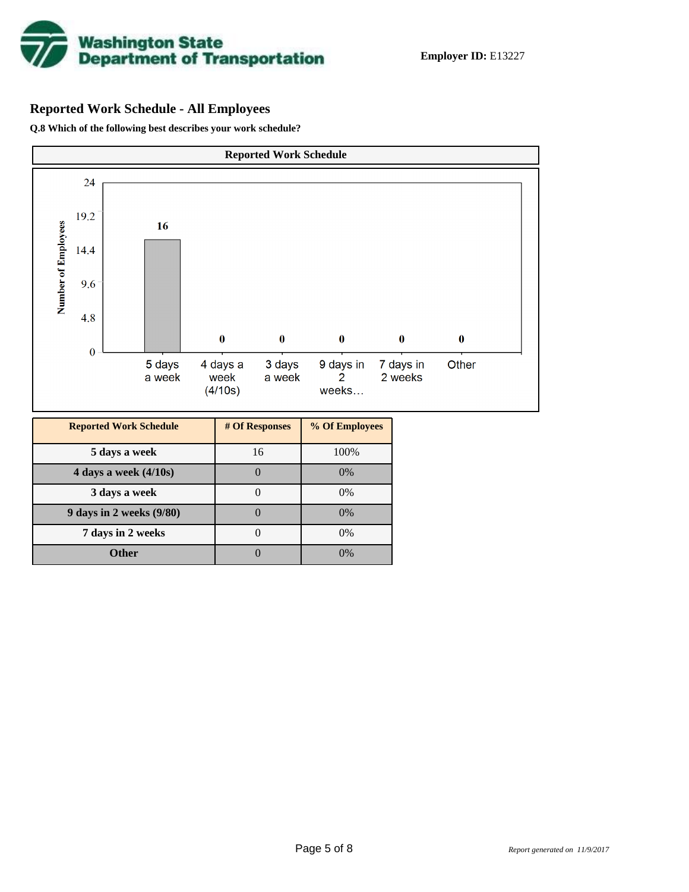**Employer ID:** E13227

## Reported Work Schedule - All Employees

**Q.8 Which of the following best describes your work schedule?**

| Reported Work Schedule | # Of Responses | % Of Employees |
|---|---|---|
| 5 days a week | 16 | 100% |
| 4 days a week (4/10s) | 0 | 0% |
| 3 days a week | 0 | 0% |
| 9 days in 2 weeks (9/80) | 0 | 0% |
| 7 days in 2 weeks | 0 | 0% |
| Other | 0 | 0% |

*Report generated on 11/9/2017*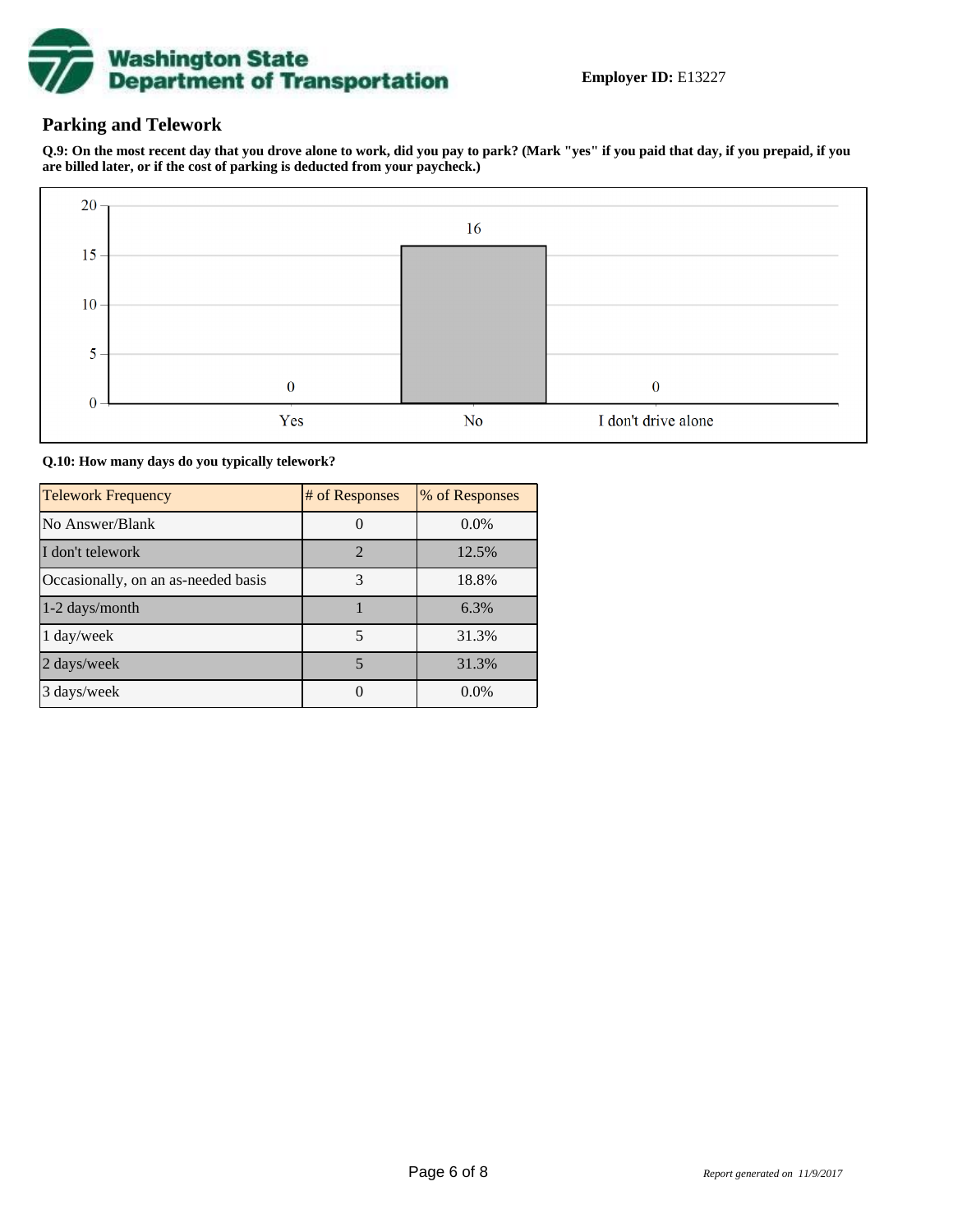**Employer ID:** E13227

## Parking and Telework

**Q.9: On the most recent day that you drove alone to work, did you pay to park? (Mark "yes" if you paid that day, if you prepaid, if you are billed later, or if the cost of parking is deducted from your paycheck.)**

| Response | # of Responses |
|---|---|
| Yes | 0 |
| No | 16 |
| I don't drive alone | 0 |

**Q.10: How many days do you typically telework?**

| Telework Frequency | # of Responses | % of Responses |
|---|---|---|
| No Answer/Blank | 0 | 0.0% |
| I don't telework | 2 | 12.5% |
| Occasionally, on an as-needed basis | 3 | 18.8% |
| 1-2 days/month | 1 | 6.3% |
| 1 day/week | 5 | 31.3% |
| 2 days/week | 5 | 31.3% |
| 3 days/week | 0 | 0.0% |

*Report generated on 11/9/2017*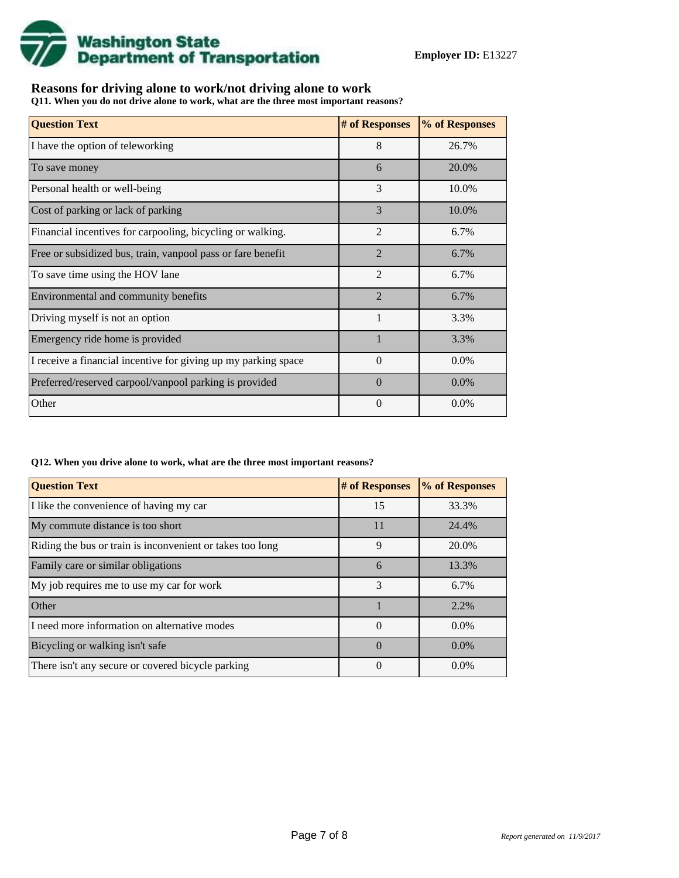**Employer ID:** E13227

## Reasons for driving alone to work/not driving alone to work

**Q11. When you do not drive alone to work, what are the three most important reasons?**

| Question Text | # of Responses | % of Responses |
|---|---|---|
| I have the option of teleworking | 8 | 26.7% |
| To save money | 6 | 20.0% |
| Personal health or well-being | 3 | 10.0% |
| Cost of parking or lack of parking | 3 | 10.0% |
| Financial incentives for carpooling, bicycling or walking. | 2 | 6.7% |
| Free or subsidized bus, train, vanpool pass or fare benefit | 2 | 6.7% |
| To save time using the HOV lane | 2 | 6.7% |
| Environmental and community benefits | 2 | 6.7% |
| Driving myself is not an option | 1 | 3.3% |
| Emergency ride home is provided | 1 | 3.3% |
| I receive a financial incentive for giving up my parking space | 0 | 0.0% |
| Preferred/reserved carpool/vanpool parking is provided | 0 | 0.0% |
| Other | 0 | 0.0% |

**Q12. When you drive alone to work, what are the three most important reasons?**

| Question Text | # of Responses | % of Responses |
|---|---|---|
| I like the convenience of having my car | 15 | 33.3% |
| My commute distance is too short | 11 | 24.4% |
| Riding the bus or train is inconvenient or takes too long | 9 | 20.0% |
| Family care or similar obligations | 6 | 13.3% |
| My job requires me to use my car for work | 3 | 6.7% |
| Other | 1 | 2.2% |
| I need more information on alternative modes | 0 | 0.0% |
| Bicycling or walking isn't safe | 0 | 0.0% |
| There isn't any secure or covered bicycle parking | 0 | 0.0% |

*Report generated on 11/9/2017*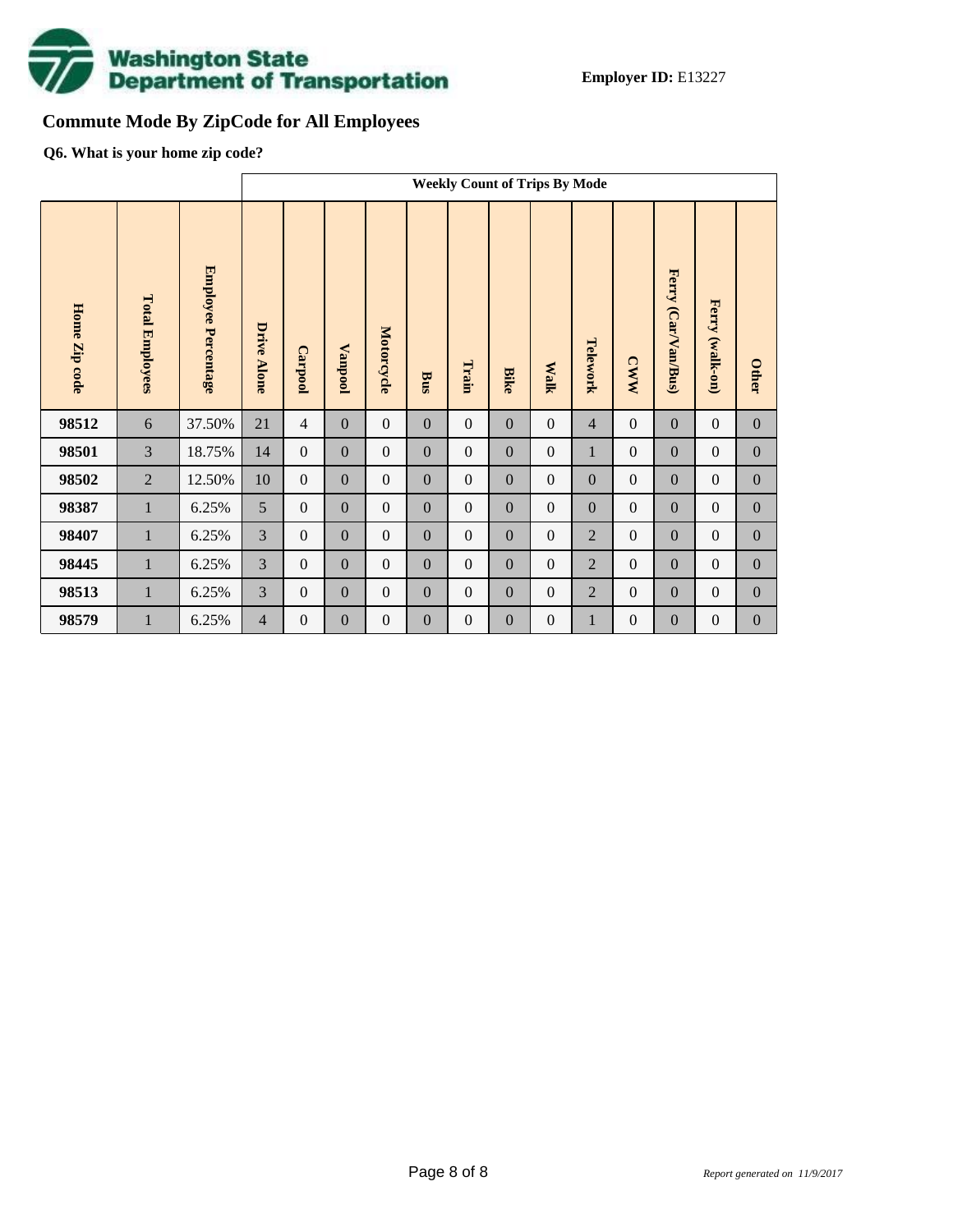**Employer ID:** E13227

## Commute Mode By ZipCode for All Employees

**Q6. What is your home zip code?**

| | | | Weekly Count of Trips By Mode | | | | | | | | | | | | |
|---|---|---|---|---|---|---|---|---|---|---|---|---|---|---|---|
| **Home Zip code** | **Total Employees** | **Employee Percentage** | **Drive Alone** | **Carpool** | **Vanpool** | **Motorcycle** | **Bus** | **Train** | **Bike** | **Walk** | **Telework** | **CWW** | **Ferry (Car/Van/Bus)** | **Ferry (walk-on)** | **Other** |
| **98512** | 6 | 37.50% | 21 | 4 | 0 | 0 | 0 | 0 | 0 | 0 | 4 | 0 | 0 | 0 | 0 |
| **98501** | 3 | 18.75% | 14 | 0 | 0 | 0 | 0 | 0 | 0 | 0 | 1 | 0 | 0 | 0 | 0 |
| **98502** | 2 | 12.50% | 10 | 0 | 0 | 0 | 0 | 0 | 0 | 0 | 0 | 0 | 0 | 0 | 0 |
| **98387** | 1 | 6.25% | 5 | 0 | 0 | 0 | 0 | 0 | 0 | 0 | 0 | 0 | 0 | 0 | 0 |
| **98407** | 1 | 6.25% | 3 | 0 | 0 | 0 | 0 | 0 | 0 | 0 | 2 | 0 | 0 | 0 | 0 |
| **98445** | 1 | 6.25% | 3 | 0 | 0 | 0 | 0 | 0 | 0 | 0 | 2 | 0 | 0 | 0 | 0 |
| **98513** | 1 | 6.25% | 3 | 0 | 0 | 0 | 0 | 0 | 0 | 0 | 2 | 0 | 0 | 0 | 0 |
| **98579** | 1 | 6.25% | 4 | 0 | 0 | 0 | 0 | 0 | 0 | 0 | 1 | 0 | 0 | 0 | 0 |

*Report generated on 11/9/2017*